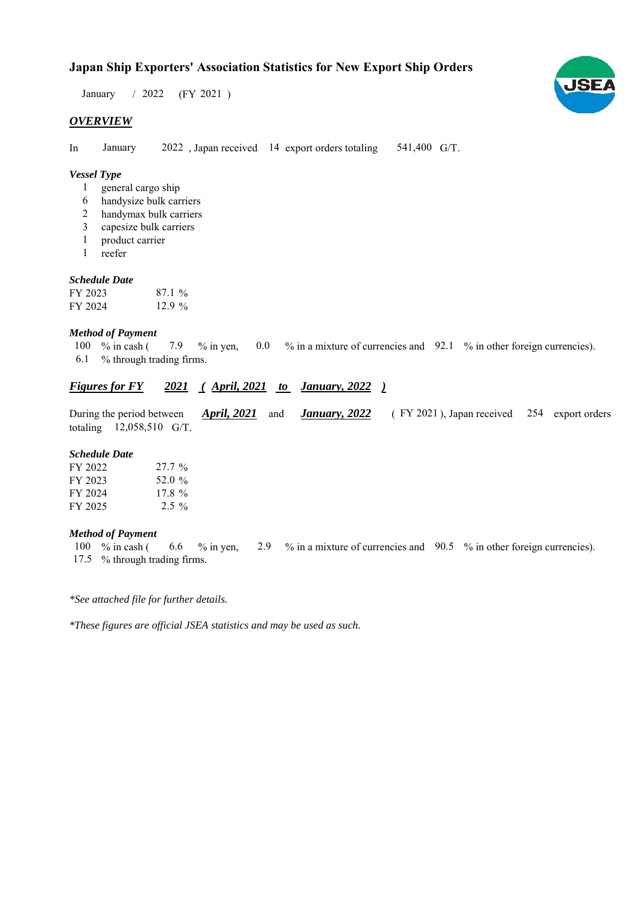# Japan Ship Exporters' Association Statistics for New Export Ship Orders

January / 2022 (FY 2021 )

## *OVERVIEW*

In January 2022 , Japan received 14 export orders totaling 541,400 G/T.

### *Vessel Type*

- 1 general cargo ship
- 6 handysize bulk carriers
- 2 handymax bulk carriers
- 3 capesize bulk carriers
- 1 product carrier
- 1 reefer

### *Schedule Date*

| | |
|---|---|
| FY 2023 | 87.1 % |
| FY 2024 | 12.9 % |

### *Method of Payment*

100 % in cash ( 7.9 % in yen, 0.0 % in a mixture of currencies and 92.1 % in other foreign currencies).
6.1 % through trading firms.

## *Figures for FY 2021 ( April, 2021 to January, 2022 )*

During the period between *April, 2021* and *January, 2022* ( FY 2021 ), Japan received 254 export orders totaling 12,058,510 G/T.

### *Schedule Date*

| | |
|---|---|
| FY 2022 | 27.7 % |
| FY 2023 | 52.0 % |
| FY 2024 | 17.8 % |
| FY 2025 | 2.5 % |

### *Method of Payment*

100 % in cash ( 6.6 % in yen, 2.9 % in a mixture of currencies and 90.5 % in other foreign currencies).
17.5 % through trading firms.

*\*See attached file for further details.*

*\*These figures are official JSEA statistics and may be used as such.*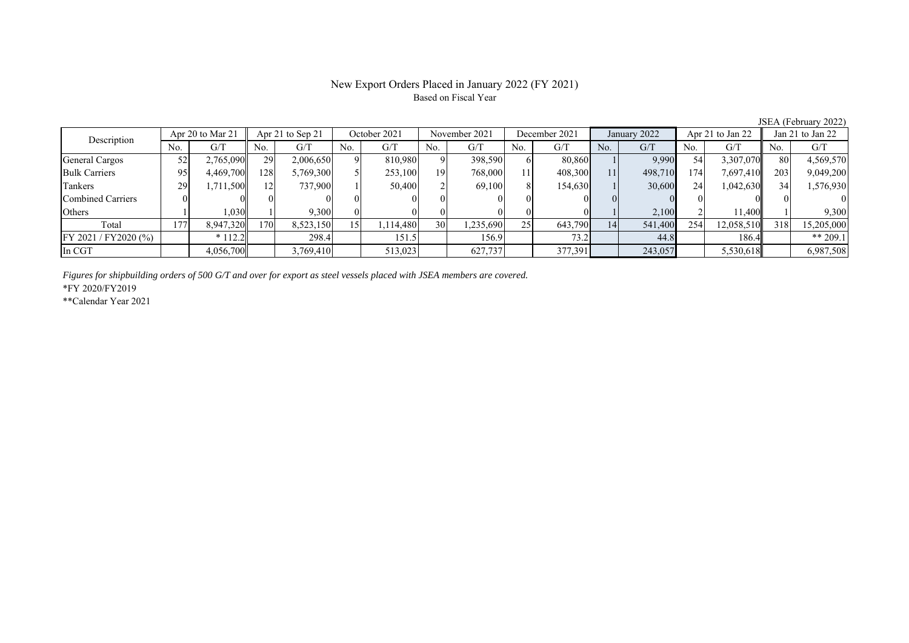# New Export Orders Placed in January 2022 (FY 2021)

Based on Fiscal Year

JSEA (February 2022)

| Description | Apr 20 to Mar 21 | | Apr 21 to Sep 21 | | October 2021 | | November 2021 | | December 2021 | | January 2022 | | Apr 21 to Jan 22 | | Jan 21 to Jan 22 | |
|---|---|---|---|---|---|---|---|---|---|---|---|---|---|---|---|---|
| | No. | G/T | No. | G/T | No. | G/T | No. | G/T | No. | G/T | No. | G/T | No. | G/T | No. | G/T |
| General Cargos | 52 | 2,765,090 | 29 | 2,006,650 | 9 | 810,980 | 9 | 398,590 | 6 | 80,860 | 1 | 9,990 | 54 | 3,307,070 | 80 | 4,569,570 |
| Bulk Carriers | 95 | 4,469,700 | 128 | 5,769,300 | 5 | 253,100 | 19 | 768,000 | 11 | 408,300 | 11 | 498,710 | 174 | 7,697,410 | 203 | 9,049,200 |
| Tankers | 29 | 1,711,500 | 12 | 737,900 | 1 | 50,400 | 2 | 69,100 | 8 | 154,630 | 1 | 30,600 | 24 | 1,042,630 | 34 | 1,576,930 |
| Combined Carriers | 0 | 0 | 0 | 0 | 0 | 0 | 0 | 0 | 0 | 0 | 0 | 0 | 0 | 0 | 0 | 0 |
| Others | 1 | 1,030 | 1 | 9,300 | 0 | 0 | 0 | 0 | 0 | 0 | 1 | 2,100 | 2 | 11,400 | 1 | 9,300 |
| Total | 177 | 8,947,320 | 170 | 8,523,150 | 15 | 1,114,480 | 30 | 1,235,690 | 25 | 643,790 | 14 | 541,400 | 254 | 12,058,510 | 318 | 15,205,000 |
| FY 2021 / FY2020 (%) | | * 112.2 | | 298.4 | | 151.5 | | 156.9 | | 73.2 | | 44.8 | | 186.4 | | ** 209.1 |
| In CGT | | 4,056,700 | | 3,769,410 | | 513,023 | | 627,737 | | 377,391 | | 243,057 | | 5,530,618 | | 6,987,508 |

*Figures for shipbuilding orders of 500 G/T and over for export as steel vessels placed with JSEA members are covered.*

*FY 2020/FY2019

**Calendar Year 2021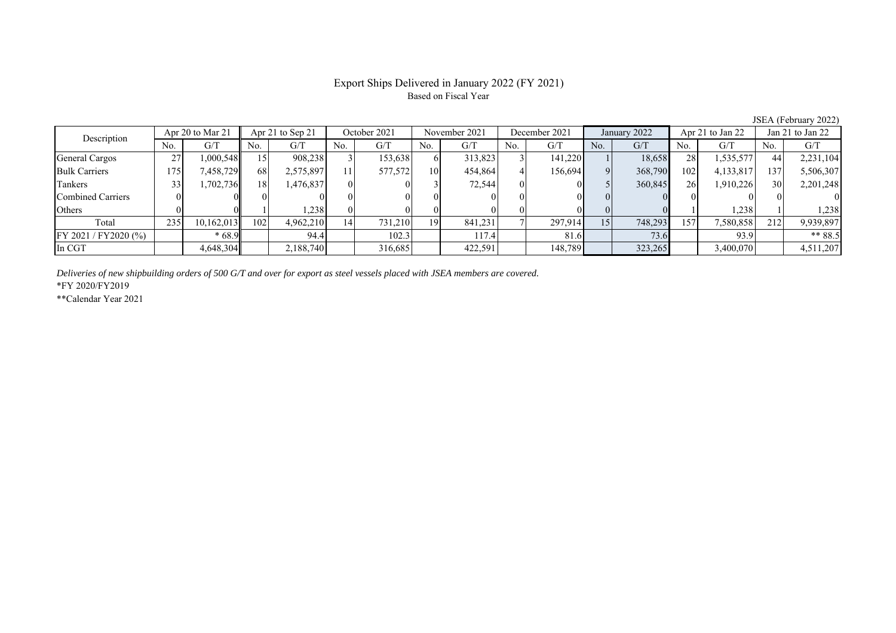# Export Ships Delivered in January 2022 (FY 2021)

Based on Fiscal Year

JSEA (February 2022)

| Description | Apr 20 to Mar 21 | | Apr 21 to Sep 21 | | October 2021 | | November 2021 | | December 2021 | | January 2022 | | Apr 21 to Jan 22 | | Jan 21 to Jan 22 | |
|---|---|---|---|---|---|---|---|---|---|---|---|---|---|---|---|---|
| | No. | G/T | No. | G/T | No. | G/T | No. | G/T | No. | G/T | No. | G/T | No. | G/T | No. | G/T |
| General Cargos | 27 | 1,000,548 | 15 | 908,238 | 3 | 153,638 | 6 | 313,823 | 3 | 141,220 | 1 | 18,658 | 28 | 1,535,577 | 44 | 2,231,104 |
| Bulk Carriers | 175 | 7,458,729 | 68 | 2,575,897 | 11 | 577,572 | 10 | 454,864 | 4 | 156,694 | 9 | 368,790 | 102 | 4,133,817 | 137 | 5,506,307 |
| Tankers | 33 | 1,702,736 | 18 | 1,476,837 | 0 | 0 | 3 | 72,544 | 0 | 0 | 5 | 360,845 | 26 | 1,910,226 | 30 | 2,201,248 |
| Combined Carriers | 0 | 0 | 0 | 0 | 0 | 0 | 0 | 0 | 0 | 0 | 0 | 0 | 0 | 0 | 0 | 0 |
| Others | 0 | 0 | 1 | 1,238 | 0 | 0 | 0 | 0 | 0 | 0 | 0 | 0 | 1 | 1,238 | 1 | 1,238 |
| Total | 235 | 10,162,013 | 102 | 4,962,210 | 14 | 731,210 | 19 | 841,231 | 7 | 297,914 | 15 | 748,293 | 157 | 7,580,858 | 212 | 9,939,897 |
| FY 2021 / FY2020 (%) | | * 68.9 | | 94.4 | | 102.3 | | 117.4 | | 81.6 | | 73.6 | | 93.9 | | ** 88.5 |
| In CGT | | 4,648,304 | | 2,188,740 | | 316,685 | | 422,591 | | 148,789 | | 323,265 | | 3,400,070 | | 4,511,207 |

*Deliveries of new shipbuilding orders of 500 G/T and over for export as steel vessels placed with JSEA members are covered.*

*FY 2020/FY2019

**Calendar Year 2021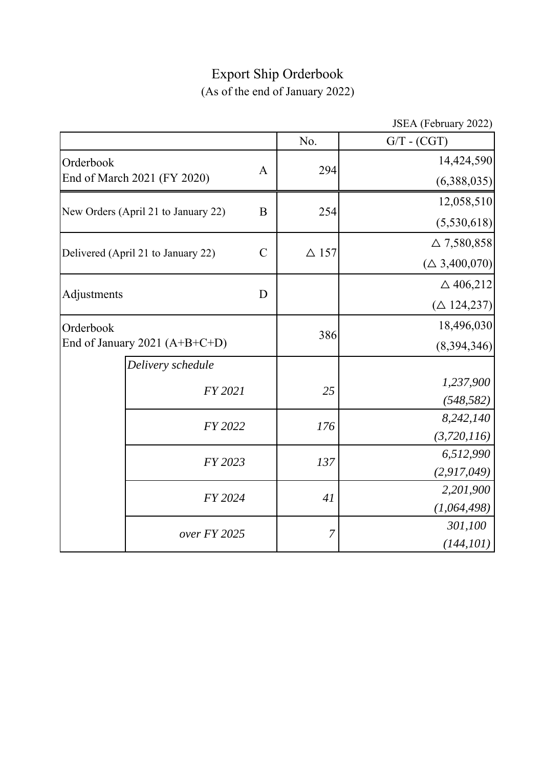# Export Ship Orderbook

(As of the end of January 2022)

JSEA (February 2022)

| | | | No. | G/T - (CGT) |
|---|---|---|---|---|
| Orderbook<br>End of March 2021 (FY 2020) | | A | 294 | 14,424,590<br>(6,388,035) |
| New Orders (April 21 to January 22) | | B | 254 | 12,058,510<br>(5,530,618) |
| Delivered (April 21 to January 22) | | C | △ 157 | △ 7,580,858<br>(△ 3,400,070) |
| Adjustments | | D | | △ 406,212<br>(△ 124,237) |
| Orderbook<br>End of January 2021 (A+B+C+D) | | | 386 | 18,496,030<br>(8,394,346) |
| | *Delivery schedule* | | | |
| | *FY 2021* | | *25* | *1,237,900*<br>*(548,582)* |
| | *FY 2022* | | *176* | *8,242,140*<br>*(3,720,116)* |
| | *FY 2023* | | *137* | *6,512,990*<br>*(2,917,049)* |
| | *FY 2024* | | *41* | *2,201,900*<br>*(1,064,498)* |
| | *over FY 2025* | | *7* | *301,100*<br>*(144,101)* |